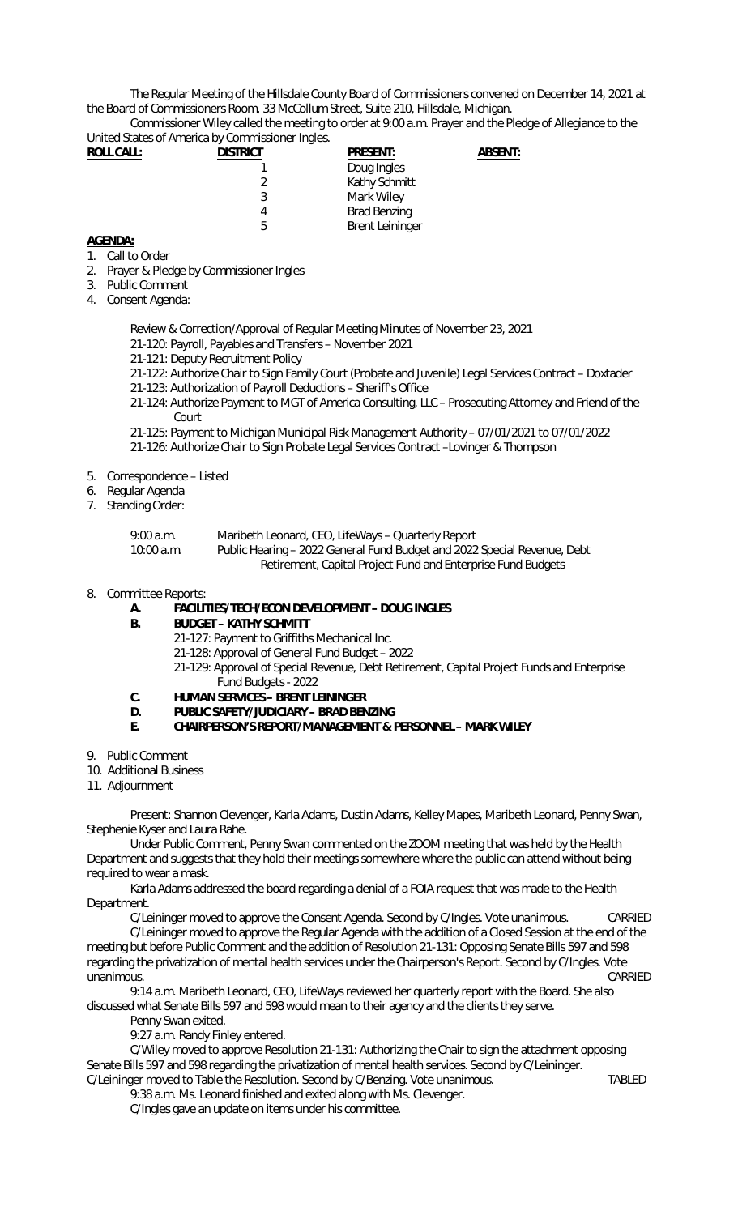The Regular Meeting of the Hillsdale County Board of Commissioners convened on December 14, 2021 at the Board of Commissioners Room, 33 McCollum Street, Suite 210, Hillsdale, Michigan.

Commissioner Wiley called the meeting to order at 9:00 a.m. Prayer and the Pledge of Allegiance to the United States of America by Commissioner Ingles.

| **ROLL CALL:** | **DISTRICT** | **PRESENT:** | **ABSENT:** |
|---|---|---|---|
| | 1 | Doug Ingles | |
| | 2 | Kathy Schmitt | |
| | 3 | Mark Wiley | |
| | 4 | Brad Benzing | |
| | 5 | Brent Leininger | |

**AGENDA:**

1. Call to Order
2. Prayer & Pledge by Commissioner Ingles
3. Public Comment
4. Consent Agenda:

   Review & Correction/Approval of Regular Meeting Minutes of November 23, 2021
   21-120: Payroll, Payables and Transfers – November 2021
   21-121: Deputy Recruitment Policy
   21-122: Authorize Chair to Sign Family Court (Probate and Juvenile) Legal Services Contract – Doxtader
   21-123: Authorization of Payroll Deductions – Sheriff's Office
   21-124: Authorize Payment to MGT of America Consulting, LLC – Prosecuting Attorney and Friend of the Court
   21-125: Payment to Michigan Municipal Risk Management Authority – 07/01/2021 to 07/01/2022
   21-126: Authorize Chair to Sign Probate Legal Services Contract –Lovinger & Thompson

5. Correspondence – Listed
6. Regular Agenda
7. Standing Order:

   9:00 a.m. Maribeth Leonard, CEO, LifeWays – Quarterly Report
   10:00 a.m. Public Hearing – 2022 General Fund Budget and 2022 Special Revenue, Debt Retirement, Capital Project Fund and Enterprise Fund Budgets

8. Committee Reports:
   - **A. FACILITIES/TECH/ECON DEVELOPMENT – DOUG INGLES**
   - **B. BUDGET – KATHY SCHMITT**
     21-127: Payment to Griffiths Mechanical Inc.
     21-128: Approval of General Fund Budget – 2022
     21-129: Approval of Special Revenue, Debt Retirement, Capital Project Funds and Enterprise Fund Budgets - 2022
   - **C. HUMAN SERVICES – BRENT LEININGER**
   - **D. PUBLIC SAFETY/JUDICIARY – BRAD BENZING**
   - **E. CHAIRPERSON'S REPORT/MANAGEMENT & PERSONNEL – MARK WILEY**

9. Public Comment
10. Additional Business
11. Adjournment

Present: Shannon Clevenger, Karla Adams, Dustin Adams, Kelley Mapes, Maribeth Leonard, Penny Swan, Stephenie Kyser and Laura Rahe.

Under Public Comment, Penny Swan commented on the ZOOM meeting that was held by the Health Department and suggests that they hold their meetings somewhere where the public can attend without being required to wear a mask.

Karla Adams addressed the board regarding a denial of a FOIA request that was made to the Health Department.

C/Leininger moved to approve the Consent Agenda. Second by C/Ingles. Vote unanimous. CARRIED

C/Leininger moved to approve the Regular Agenda with the addition of a Closed Session at the end of the meeting but before Public Comment and the addition of Resolution 21-131: Opposing Senate Bills 597 and 598 regarding the privatization of mental health services under the Chairperson's Report. Second by C/Ingles. Vote unanimous. CARRIED

9:14 a.m. Maribeth Leonard, CEO, LifeWays reviewed her quarterly report with the Board. She also discussed what Senate Bills 597 and 598 would mean to their agency and the clients they serve.

Penny Swan exited.

9:27 a.m. Randy Finley entered.

C/Wiley moved to approve Resolution 21-131: Authorizing the Chair to sign the attachment opposing Senate Bills 597 and 598 regarding the privatization of mental health services. Second by C/Leininger.

C/Leininger moved to Table the Resolution. Second by C/Benzing. Vote unanimous. TABLED

9:38 a.m. Ms. Leonard finished and exited along with Ms. Clevenger.

C/Ingles gave an update on items under his committee.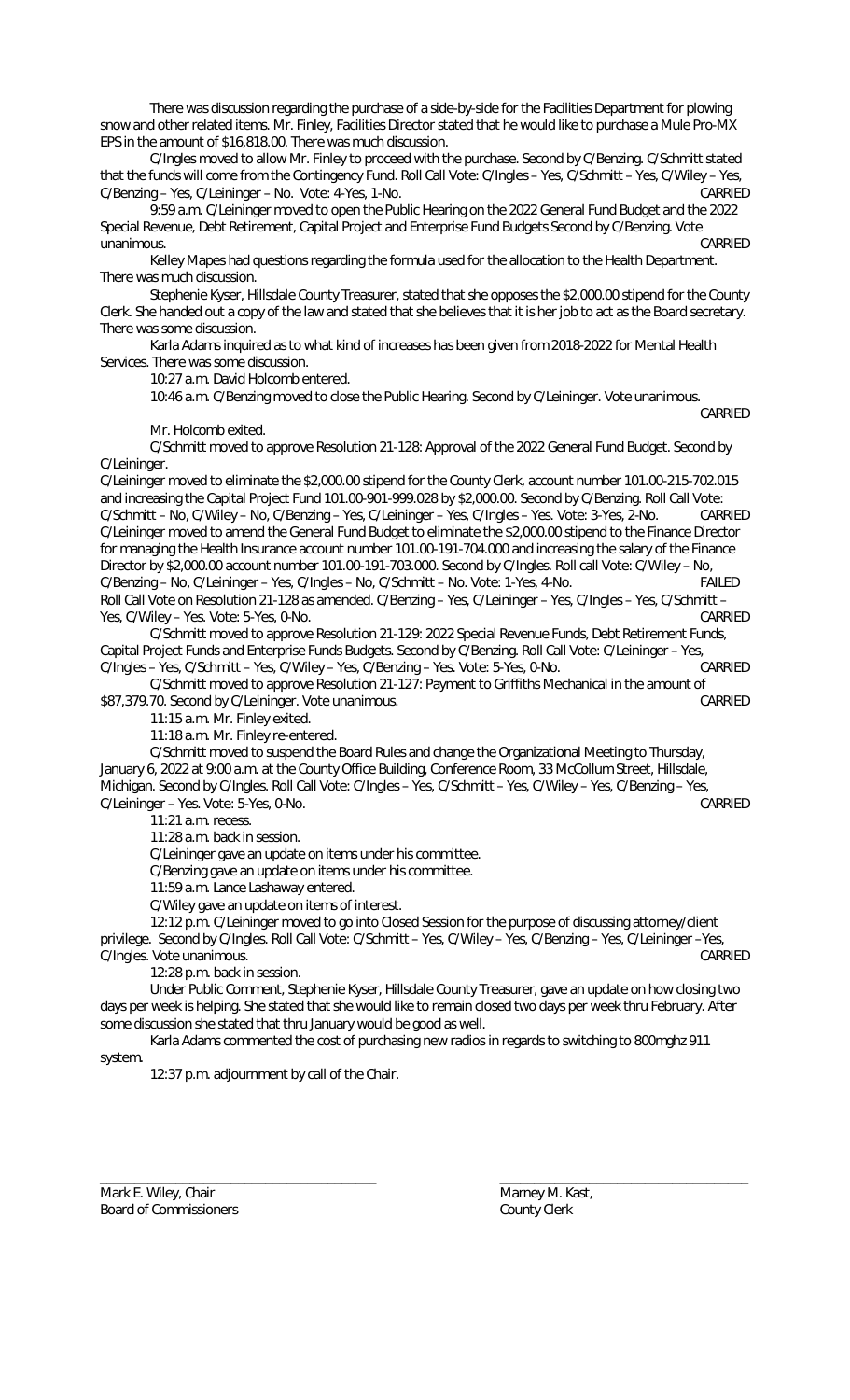There was discussion regarding the purchase of a side-by-side for the Facilities Department for plowing snow and other related items. Mr. Finley, Facilities Director stated that he would like to purchase a Mule Pro-MX EPS in the amount of $16,818.00. There was much discussion.

C/Ingles moved to allow Mr. Finley to proceed with the purchase. Second by C/Benzing. C/Schmitt stated that the funds will come from the Contingency Fund. Roll Call Vote: C/Ingles – Yes, C/Schmitt – Yes, C/Wiley – Yes, C/Benzing – Yes, C/Leininger – No. Vote: 4-Yes, 1-No. CARRIED

9:59 a.m. C/Leininger moved to open the Public Hearing on the 2022 General Fund Budget and the 2022 Special Revenue, Debt Retirement, Capital Project and Enterprise Fund Budgets Second by C/Benzing. Vote unanimous. CARRIED

Kelley Mapes had questions regarding the formula used for the allocation to the Health Department. There was much discussion.

Stephenie Kyser, Hillsdale County Treasurer, stated that she opposes the $2,000.00 stipend for the County Clerk. She handed out a copy of the law and stated that she believes that it is her job to act as the Board secretary. There was some discussion.

Karla Adams inquired as to what kind of increases has been given from 2018-2022 for Mental Health Services. There was some discussion.

10:27 a.m. David Holcomb entered.

10:46 a.m. C/Benzing moved to close the Public Hearing. Second by C/Leininger. Vote unanimous. CARRIED

Mr. Holcomb exited.

C/Schmitt moved to approve Resolution 21-128: Approval of the 2022 General Fund Budget. Second by C/Leininger.

C/Leininger moved to eliminate the $2,000.00 stipend for the County Clerk, account number 101.00-215-702.015 and increasing the Capital Project Fund 101.00-901-999.028 by $2,000.00. Second by C/Benzing. Roll Call Vote: C/Schmitt – No, C/Wiley – No, C/Benzing – Yes, C/Leininger – Yes, C/Ingles – Yes. Vote: 3-Yes, 2-No. CARRIED

C/Leininger moved to amend the General Fund Budget to eliminate the $2,000.00 stipend to the Finance Director for managing the Health Insurance account number 101.00-191-704.000 and increasing the salary of the Finance Director by $2,000.00 account number 101.00-191-703.000. Second by C/Ingles. Roll call Vote: C/Wiley – No, C/Benzing – No, C/Leininger – Yes, C/Ingles – No, C/Schmitt – No. Vote: 1-Yes, 4-No. FAILED

Roll Call Vote on Resolution 21-128 as amended. C/Benzing – Yes, C/Leininger – Yes, C/Ingles – Yes, C/Schmitt – Yes, C/Wiley – Yes. Vote: 5-Yes, 0-No. CARRIED

C/Schmitt moved to approve Resolution 21-129: 2022 Special Revenue Funds, Debt Retirement Funds, Capital Project Funds and Enterprise Funds Budgets. Second by C/Benzing. Roll Call Vote: C/Leininger – Yes, C/Ingles – Yes, C/Schmitt – Yes, C/Wiley – Yes, C/Benzing – Yes. Vote: 5-Yes, 0-No. CARRIED

C/Schmitt moved to approve Resolution 21-127: Payment to Griffiths Mechanical in the amount of $87,379.70. Second by C/Leininger. Vote unanimous. CARRIED

11:15 a.m. Mr. Finley exited.

11:18 a.m. Mr. Finley re-entered.

C/Schmitt moved to suspend the Board Rules and change the Organizational Meeting to Thursday, January 6, 2022 at 9:00 a.m. at the County Office Building, Conference Room, 33 McCollum Street, Hillsdale, Michigan. Second by C/Ingles. Roll Call Vote: C/Ingles – Yes, C/Schmitt – Yes, C/Wiley – Yes, C/Benzing – Yes, C/Leininger – Yes. Vote: 5-Yes, 0-No. CARRIED

11:21 a.m. recess.

11:28 a.m. back in session.

C/Leininger gave an update on items under his committee.

C/Benzing gave an update on items under his committee.

11:59 a.m. Lance Lashaway entered.

C/Wiley gave an update on items of interest.

12:12 p.m. C/Leininger moved to go into Closed Session for the purpose of discussing attorney/client privilege. Second by C/Ingles. Roll Call Vote: C/Schmitt – Yes, C/Wiley – Yes, C/Benzing – Yes, C/Leininger –Yes, C/Ingles. Vote unanimous. CARRIED

12:28 p.m. back in session.

Under Public Comment, Stephenie Kyser, Hillsdale County Treasurer, gave an update on how closing two days per week is helping. She stated that she would like to remain closed two days per week thru February. After some discussion she stated that thru January would be good as well.

Karla Adams commented the cost of purchasing new radios in regards to switching to 800mghz 911 system.

12:37 p.m. adjournment by call of the Chair.

\_\_\_\_\_\_\_\_\_\_\_\_\_\_\_\_\_\_\_\_\_\_\_\_\_\_\_\_\_\_\_\_\_\_\_\_\_\_\_\_

Mark E. Wiley, Chair
Board of Commissioners

\_\_\_\_\_\_\_\_\_\_\_\_\_\_\_\_\_\_\_\_\_\_\_\_\_\_\_\_\_\_\_\_\_\_\_\_\_\_\_\_

Marney M. Kast,
County Clerk